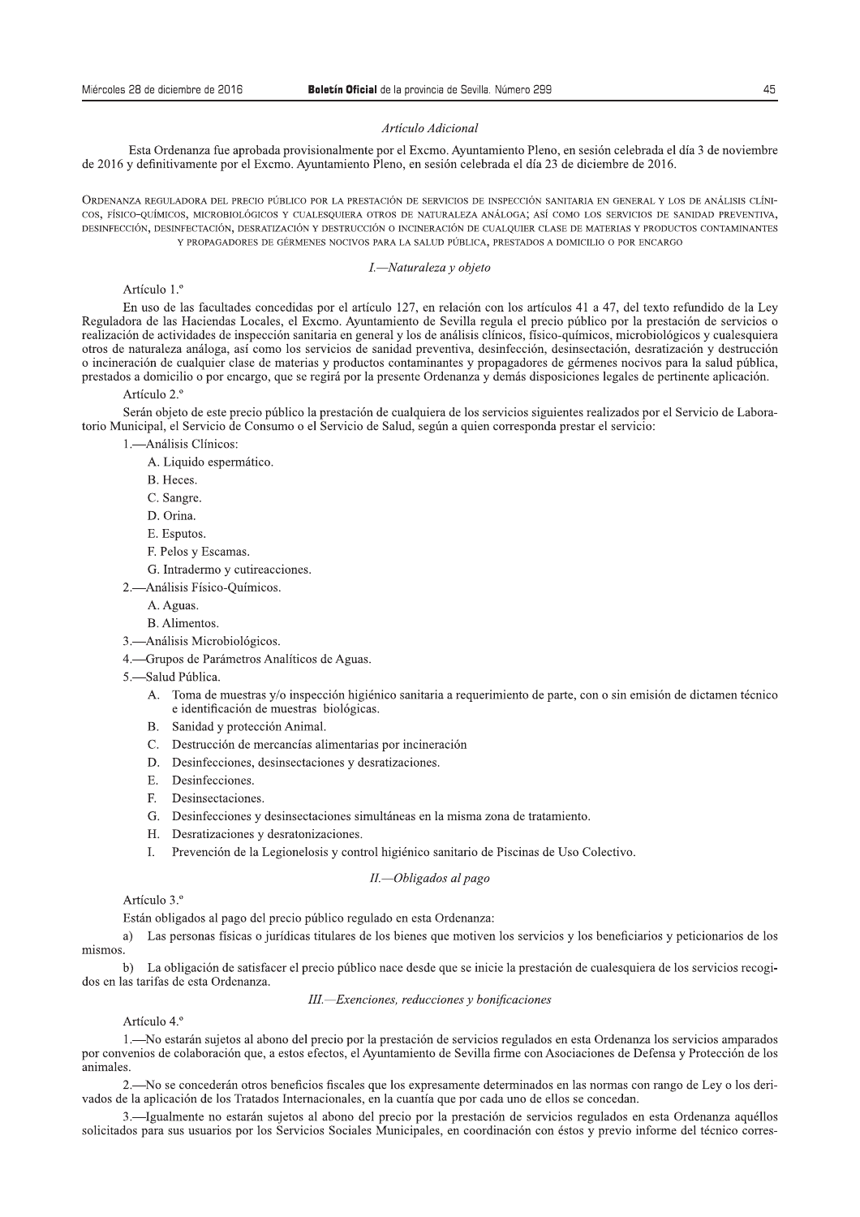*Artículo Adicional*

Esta Ordenanza fue aprobada provisionalmente por el Excmo. Ayuntamiento Pleno, en sesión celebrada el día 3 de noviembre de 2016 y definitivamente por el Excmo. Ayuntamiento Pleno, en sesión celebrada el día 23 de diciembre de 2016.

## ORDENANZA REGULADORA DEL PRECIO PÚBLICO POR LA PRESTACIÓN DE SERVICIOS DE INSPECCIÓN SANITARIA EN GENERAL Y LOS DE ANÁLISIS CLÍNICOS, FÍSICO-QUÍMICOS, MICROBIOLÓGICOS Y CUALESQUIERA OTROS DE NATURALEZA ANÁLOGA; ASÍ COMO LOS SERVICIOS DE SANIDAD PREVENTIVA, DESINFECCIÓN, DESINFECTACIÓN, DESRATIZACIÓN Y DESTRUCCIÓN O INCINERACIÓN DE CUALQUIER CLASE DE MATERIAS Y PRODUCTOS CONTAMINANTES Y PROPAGADORES DE GÉRMENES NOCIVOS PARA LA SALUD PÚBLICA, PRESTADOS A DOMICILIO O POR ENCARGO

### *I.—Naturaleza y objeto*

Artículo 1.º

En uso de las facultades concedidas por el artículo 127, en relación con los artículos 41 a 47, del texto refundido de la Ley Reguladora de las Haciendas Locales, el Excmo. Ayuntamiento de Sevilla regula el precio público por la prestación de servicios o realización de actividades de inspección sanitaria en general y los de análisis clínicos, físico-químicos, microbiológicos y cualesquiera otros de naturaleza análoga, así como los servicios de sanidad preventiva, desinfección, desinsectación, desratización y destrucción o incineración de cualquier clase de materias y productos contaminantes y propagadores de gérmenes nocivos para la salud pública, prestados a domicilio o por encargo, que se regirá por la presente Ordenanza y demás disposiciones legales de pertinente aplicación.

Artículo 2.º

Serán objeto de este precio público la prestación de cualquiera de los servicios siguientes realizados por el Servicio de Laboratorio Municipal, el Servicio de Consumo o el Servicio de Salud, según a quien corresponda prestar el servicio:

1.—Análisis Clínicos:

- A. Liquido espermático.
- B. Heces.
- C. Sangre.
- D. Orina.
- E. Esputos.
- F. Pelos y Escamas.
- G. Intradermo y cutireacciones.

2.—Análisis Físico-Químicos.

- A. Aguas.
- B. Alimentos.

3.—Análisis Microbiológicos.

4.—Grupos de Parámetros Analíticos de Aguas.

5.—Salud Pública.

- A. Toma de muestras y/o inspección higiénico sanitaria a requerimiento de parte, con o sin emisión de dictamen técnico e identificación de muestras biológicas.
- B. Sanidad y protección Animal.
- C. Destrucción de mercancías alimentarias por incineración
- D. Desinfecciones, desinsectaciones y desratizaciones.
- E. Desinfecciones.
- F. Desinsectaciones.
- G. Desinfecciones y desinsectaciones simultáneas en la misma zona de tratamiento.
- H. Desratizaciones y desratonizaciones.
- I. Prevención de la Legionelosis y control higiénico sanitario de Piscinas de Uso Colectivo.

### *II.—Obligados al pago*

Artículo 3.º

Están obligados al pago del precio público regulado en esta Ordenanza:

a) Las personas físicas o jurídicas titulares de los bienes que motiven los servicios y los beneficiarios y peticionarios de los mismos.

b) La obligación de satisfacer el precio público nace desde que se inicie la prestación de cualesquiera de los servicios recogidos en las tarifas de esta Ordenanza.

### *III.—Exenciones, reducciones y bonificaciones*

Artículo 4.º

1.—No estarán sujetos al abono del precio por la prestación de servicios regulados en esta Ordenanza los servicios amparados por convenios de colaboración que, a estos efectos, el Ayuntamiento de Sevilla firme con Asociaciones de Defensa y Protección de los animales.

2.—No se concederán otros beneficios fiscales que los expresamente determinados en las normas con rango de Ley o los derivados de la aplicación de los Tratados Internacionales, en la cuantía que por cada uno de ellos se concedan.

3.—Igualmente no estarán sujetos al abono del precio por la prestación de servicios regulados en esta Ordenanza aquéllos solicitados para sus usuarios por los Servicios Sociales Municipales, en coordinación con éstos y previo informe del técnico corres-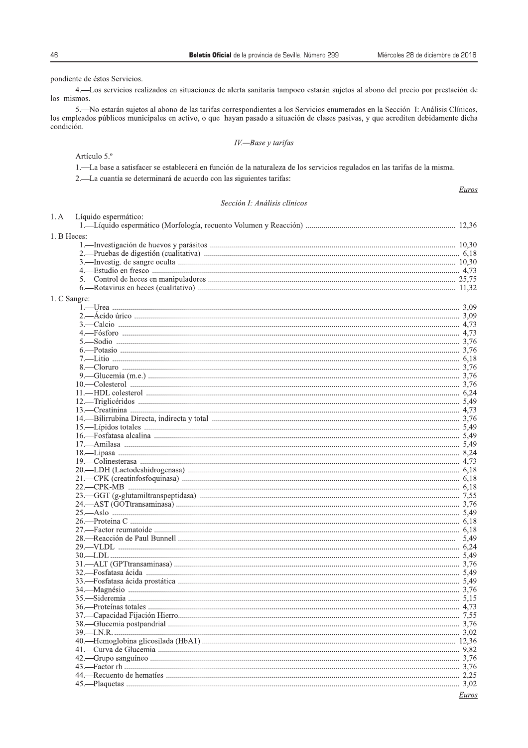pondiente de éstos Servicios.

4.—Los servicios realizados en situaciones de alerta sanitaria tampoco estarán sujetos al abono del precio por prestación de los mismos.

5.—No estarán sujetos al abono de las tarifas correspondientes a los Servicios enumerados en la Sección I: Análisis Clínicos, los empleados públicos municipales en activo, o que hayan pasado a situación de clases pasivas, y que acrediten debidamente dicha condición.

*IV.—Base y tarifas*

Artículo 5.º

1.—La base a satisfacer se establecerá en función de la naturaleza de los servicios regulados en las tarifas de la misma.

2.—La cuantía se determinará de acuerdo con las siguientes tarifas:

*Sección I: Análisis clínicos*

| | Euros |
|---|---|
| **1. A Líquido espermático:** | |
| 1.—Líquido espermático (Morfología, recuento Volumen y Reacción) | 12,36 |
| **1. B Heces:** | |
| 1.—Investigación de huevos y parásitos | 10,30 |
| 2.—Pruebas de digestión (cualitativa) | 6,18 |
| 3.—Investig. de sangre oculta | 10,30 |
| 4.—Estudio en fresco | 4,73 |
| 5.—Control de heces en manipuladores | 25,75 |
| 6.—Rotavirus en heces (cualitativo) | 11,32 |
| **1. C Sangre:** | |
| 1.—Urea | 3,09 |
| 2.—Ácido úrico | 3,09 |
| 3.—Calcio | 4,73 |
| 4.—Fósforo | 4,73 |
| 5.—Sodio | 3,76 |
| 6.—Potasio | 3,76 |
| 7.—Litio | 6,18 |
| 8.—Cloruro | 3,76 |
| 9.—Glucemia (m.e.) | 3,76 |
| 10.—Colesterol | 3,76 |
| 11.—HDL colesterol | 6,24 |
| 12.—Triglicéridos | 5,49 |
| 13.—Creatinina | 4,73 |
| 14.—Bilirrubina Directa, indirecta y total | 3,76 |
| 15.—Lípidos totales | 5,49 |
| 16.—Fosfatasa alcalina | 5,49 |
| 17.—Amilasa | 5,49 |
| 18.—Lipasa | 8,24 |
| 19.—Colinesterasa | 4,73 |
| 20.—LDH (Lactodeshidrogenasa) | 6,18 |
| 21.—CPK (creatinfosfoquinasa) | 6,18 |
| 22.—CPK-MB | 6,18 |
| 23.—GGT (g-glutamiltranspeptidasa) | 7,55 |
| 24.—AST (GOTtransaminasa) | 3,76 |
| 25.—Aslo | 5,49 |
| 26.—Proteina C | 6,18 |
| 27.—Factor reumatoide | 6,18 |
| 28.—Reacción de Paul Bunnell | 5,49 |
| 29.—VLDL | 6,24 |
| 30.—LDL | 5,49 |
| 31.—ALT (GPTtransaminasa) | 3,76 |
| 32.—Fosfatasa ácida | 5,49 |
| 33.—Fosfatasa ácida prostática | 5,49 |
| 34.—Magnésio | 3,76 |
| 35.—Sideremia | 5,15 |
| 36.—Proteínas totales | 4,73 |
| 37.—Capacidad Fijación Hierro | 7,55 |
| 38.—Glucemia postpandrial | 3,76 |
| 39.—I.N.R. | 3,02 |
| 40.—Hemoglobina glicosilada (HbA1) | 12,36 |
| 41.—Curva de Glucemia | 9,82 |
| 42.—Grupo sanguíneo | 3,76 |
| 43.—Factor rh | 3,76 |
| 44.—Recuento de hematíes | 2,25 |
| 45.—Plaquetas | 3,02 |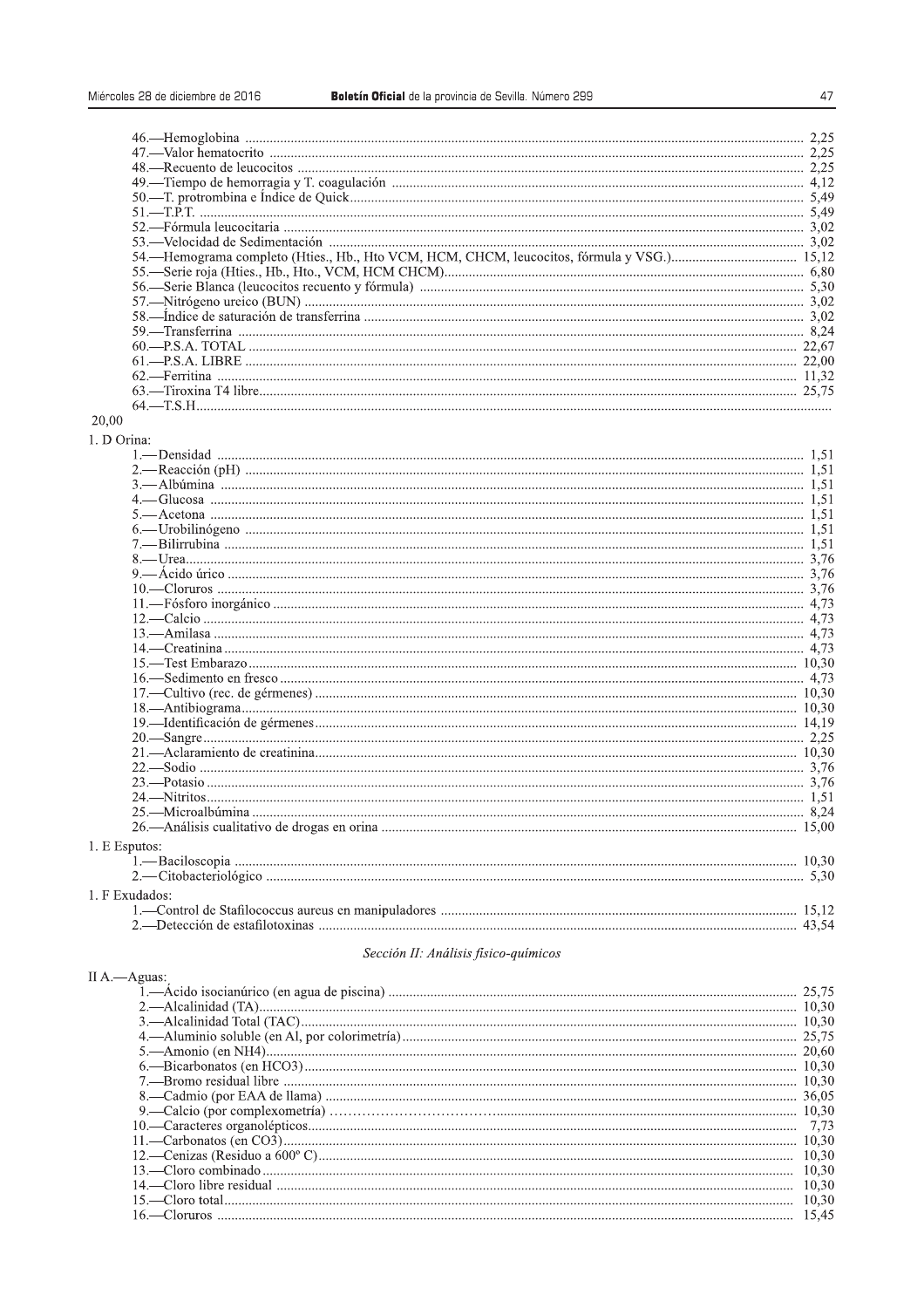46.—Hemoglobina ........................................................................................................................................................ 2,25
47.—Valor hematocrito ................................................................................................................................................. 2,25
48.—Recuento de leucocitos ........................................................................................................................................ 2,25
49.—Tiempo de hemorragia y T. coagulación ............................................................................................................ 4,12
50.—T. protrombina e Índice de Quick....................................................................................................................... 5,49
51.—T.P.T. ..................................................................................................................................................................... 5,49
52.—Fórmula leucocitaria ............................................................................................................................................. 3,02
53.—Velocidad de Sedimentación ................................................................................................................................. 3,02
54.—Hemograma completo (Hties., Hb., Hto VCM, HCM, CHCM, leucocitos, fórmula y VSG.).................................... 15,12
55.—Serie roja (Hties., Hb., Hto., VCM, HCM CHCM)................................................................................................. 6,80
56.—Serie Blanca (leucocitos recuento y fórmula) ........................................................................................................ 5,30
57.—Nitrógeno ureico (BUN) ......................................................................................................................................... 3,02
58.—Índice de saturación de transferrina ...................................................................................................................... 3,02
59.—Transferrina ........................................................................................................................................................... 8,24
60.—P.S.A. TOTAL ....................................................................................................................................................... 22,67
61.—P.S.A. LIBRE ........................................................................................................................................................ 22,00
62.—Ferritina ................................................................................................................................................................ 11,32
63.—Tiroxina T4 libre.................................................................................................................................................... 25,75
64.—T.S.H........................................................................................................................................................................
20,00

1. D Orina:

1.—Densidad ................................................................................................................................................................ 1,51
2.—Reacción (pH) ........................................................................................................................................................ 1,51
3.—Albúmina ............................................................................................................................................................... 1,51
4.—Glucosa .................................................................................................................................................................. 1,51
5.—Acetona .................................................................................................................................................................. 1,51
6.—Urobilinógeno ........................................................................................................................................................ 1,51
7.—Bilirrubina .............................................................................................................................................................. 1,51
8.—Urea........................................................................................................................................................................ 3,76
9.—Ácido úrico ............................................................................................................................................................. 3,76
10.—Cloruros ................................................................................................................................................................ 3,76
11.—Fósforo inorgánico ................................................................................................................................................ 4,73
12.—Calcio .................................................................................................................................................................... 4,73
13.—Amilasa ................................................................................................................................................................. 4,73
14.—Creatinina ............................................................................................................................................................. 4,73
15.—Test Embarazo....................................................................................................................................................... 10,30
16.—Sedimento en fresco .............................................................................................................................................. 4,73
17.—Cultivo (rec. de gérmenes) .................................................................................................................................... 10,30
18.—Antibiograma......................................................................................................................................................... 10,30
19.—Identificación de gérmenes.................................................................................................................................... 14,19
20.—Sangre.................................................................................................................................................................... 2,25
21.—Aclaramiento de creatinina.................................................................................................................................... 10,30
22.—Sodio ..................................................................................................................................................................... 3,76
23.—Potasio................................................................................................................................................................... 3,76
24.—Nitritos.................................................................................................................................................................. 1,51
25.—Microalbúmina ...................................................................................................................................................... 8,24
26.—Análisis cualitativo de drogas en orina ................................................................................................................. 15,00

1. E Esputos:

1.—Baciloscopia ........................................................................................................................................................... 10,30
2.—Citobacteriológico .................................................................................................................................................. 5,30

1. F Exudados:

1.—Control de Stafilococcus aureus en manipuladores ............................................................................................... 15,12
2.—Detección de estafilotoxinas .................................................................................................................................. 43,54

*Sección II: Análisis físico-químicos*

II A.—Aguas:

1.—Ácido isocianúrico (en agua de piscina) ................................................................................................................ 25,75
2.—Alcalinidad (TA)...................................................................................................................................................... 10,30
3.—Alcalinidad Total (TAC).......................................................................................................................................... 10,30
4.—Aluminio soluble (en Al, por colorimetría)............................................................................................................. 25,75
5.—Amonio (en NH4).................................................................................................................................................... 20,60
6.—Bicarbonatos (en HCO3)......................................................................................................................................... 10,30
7.—Bromo residual libre ............................................................................................................................................... 10,30
8.—Cadmio (por EAA de llama) ................................................................................................................................... 36,05
9.—Calcio (por complexometría) ………………………….............................................................................................. 10,30
10.—Caracteres organolépticos..................................................................................................................................... 7,73
11.—Carbonatos (en CO3).............................................................................................................................................. 10,30
12.—Cenizas (Residuo a 600º C).................................................................................................................................... 10,30
13.—Cloro combinado ................................................................................................................................................... 10,30
14.—Cloro libre residual ............................................................................................................................................... 10,30
15.—Cloro total.............................................................................................................................................................. 10,30
16.—Cloruros ................................................................................................................................................................ 15,45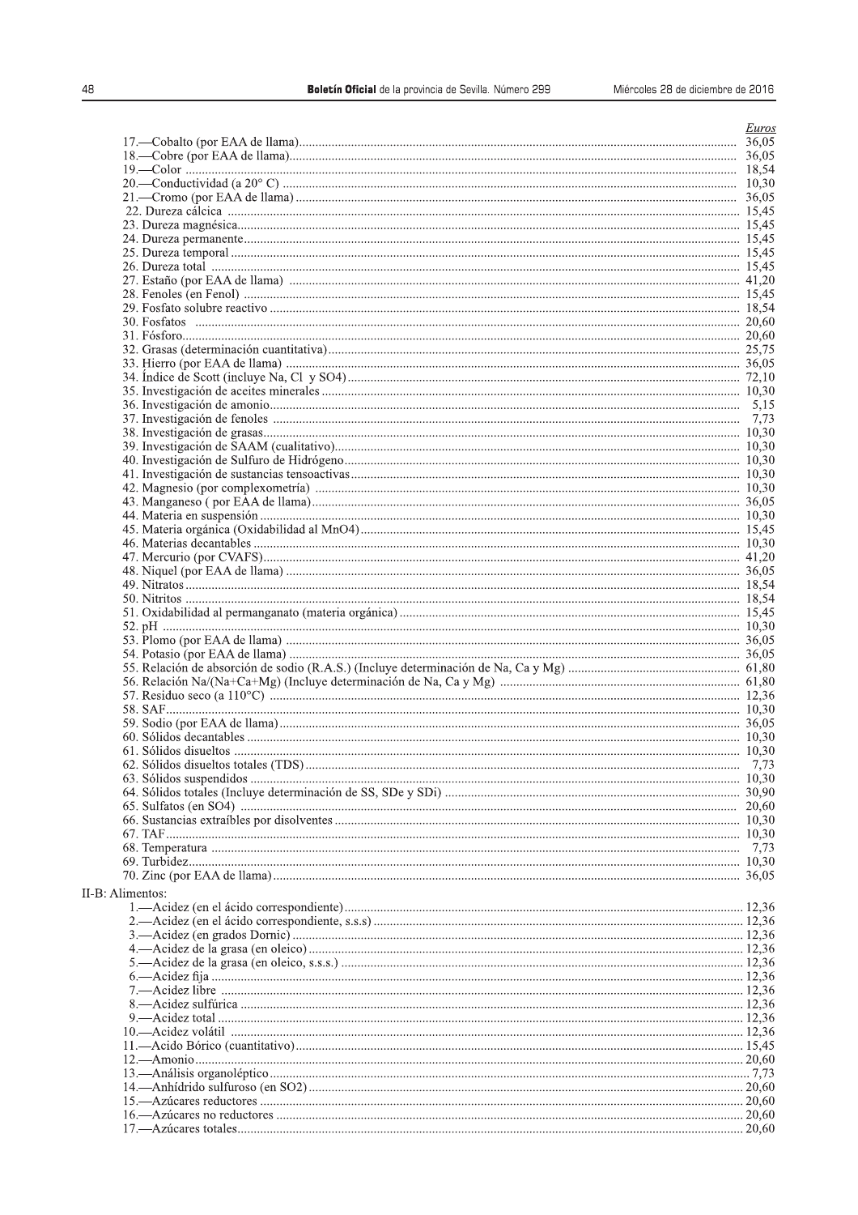| | Euros |
|---|---|
| 17.—Cobalto (por EAA de llama) | 36,05 |
| 18.—Cobre (por EAA de llama) | 36,05 |
| 19.—Color | 18,54 |
| 20.—Conductividad (a 20° C) | 10,30 |
| 21.—Cromo (por EAA de llama) | 36,05 |
| 22. Dureza cálcica | 15,45 |
| 23. Dureza magnésica | 15,45 |
| 24. Dureza permanente | 15,45 |
| 25. Dureza temporal | 15,45 |
| 26. Dureza total | 15,45 |
| 27. Estaño (por EAA de llama) | 41,20 |
| 28. Fenoles (en Fenol) | 15,45 |
| 29. Fosfato solubre reactivo | 18,54 |
| 30. Fosfatos | 20,60 |
| 31. Fósforo | 20,60 |
| 32. Grasas (determinación cuantitativa) | 25,75 |
| 33. Hierro (por EAA de llama) | 36,05 |
| 34. Índice de Scott (incluye Na, Cl y SO4) | 72,10 |
| 35. Investigación de aceites minerales | 10,30 |
| 36. Investigación de amonio | 5,15 |
| 37. Investigación de fenoles | 7,73 |
| 38. Investigación de grasas | 10,30 |
| 39. Investigación de SAAM (cualitativo) | 10,30 |
| 40. Investigación de Sulfuro de Hidrógeno | 10,30 |
| 41. Investigación de sustancias tensoactivas | 10,30 |
| 42. Magnesio (por complexometría) | 10,30 |
| 43. Manganeso ( por EAA de llama) | 36,05 |
| 44. Materia en suspensión | 10,30 |
| 45. Materia orgánica (Oxidabilidad al MnO4) | 15,45 |
| 46. Materias decantables | 10,30 |
| 47. Mercurio (por CVAFS) | 41,20 |
| 48. Niquel (por EAA de llama) | 36,05 |
| 49. Nitratos | 18,54 |
| 50. Nitritos | 18,54 |
| 51. Oxidabilidad al permanganato (materia orgánica) | 15,45 |
| 52. pH | 10,30 |
| 53. Plomo (por EAA de llama) | 36,05 |
| 54. Potasio (por EAA de llama) | 36,05 |
| 55. Relación de absorción de sodio (R.A.S.) (Incluye determinación de Na, Ca y Mg) | 61,80 |
| 56. Relación Na/(Na+Ca+Mg) (Incluye determinación de Na, Ca y Mg) | 61,80 |
| 57. Residuo seco (a 110°C) | 12,36 |
| 58. SAF | 10,30 |
| 59. Sodio (por EAA de llama) | 36,05 |
| 60. Sólidos decantables | 10,30 |
| 61. Sólidos disueltos | 10,30 |
| 62. Sólidos disueltos totales (TDS) | 7,73 |
| 63. Sólidos suspendidos | 10,30 |
| 64. Sólidos totales (Incluye determinación de SS, SDe y SDi) | 30,90 |
| 65. Sulfatos (en SO4) | 20,60 |
| 66. Sustancias extraíbles por disolventes | 10,30 |
| 67. TAF | 10,30 |
| 68. Temperatura | 7,73 |
| 69. Turbidez | 10,30 |
| 70. Zinc (por EAA de llama) | 36,05 |

II-B: Alimentos:

| | Euros |
|---|---|
| 1.—Acidez (en el ácido correspondiente) | 12,36 |
| 2.—Acidez (en el ácido correspondiente, s.s.s) | 12,36 |
| 3.—Acidez (en grados Dornic) | 12,36 |
| 4.—Acidez de la grasa (en oleico) | 12,36 |
| 5.—Acidez de la grasa (en oleico, s.s.s.) | 12,36 |
| 6.—Acidez fija | 12,36 |
| 7.—Acidez libre | 12,36 |
| 8.—Acidez sulfúrica | 12,36 |
| 9.—Acidez total | 12,36 |
| 10.—Acidez volátil | 12,36 |
| 11.—Acido Bórico (cuantitativo) | 15,45 |
| 12.—Amonio | 20,60 |
| 13.—Análisis organoléptico | 7,73 |
| 14.—Anhídrido sulfuroso (en SO2) | 20,60 |
| 15.—Azúcares reductores | 20,60 |
| 16.—Azúcares no reductores | 20,60 |
| 17.—Azúcares totales | 20,60 |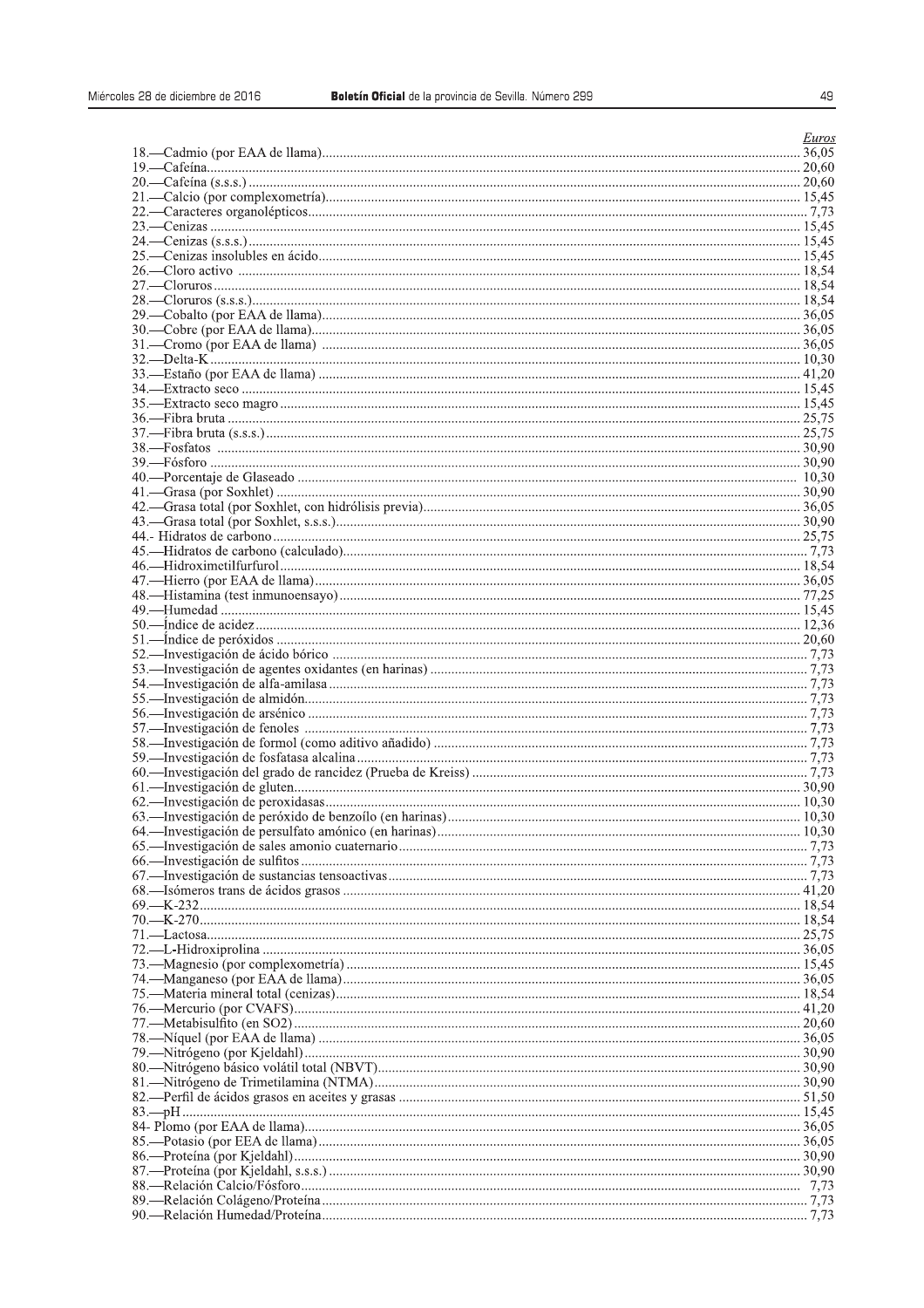| | Euros |
|---|---|
| 18.—Cadmio (por EAA de llama) | 36,05 |
| 19.—Cafeína | 20,60 |
| 20.—Cafeína (s.s.s.) | 20,60 |
| 21.—Calcio (por complexometría) | 15,45 |
| 22.—Caracteres organolépticos | 7,73 |
| 23.—Cenizas | 15,45 |
| 24.—Cenizas (s.s.s.) | 15,45 |
| 25.—Cenizas insolubles en ácido | 15,45 |
| 26.—Cloro activo | 18,54 |
| 27.—Cloruros | 18,54 |
| 28.—Cloruros (s.s.s.) | 18,54 |
| 29.—Cobalto (por EAA de llama) | 36,05 |
| 30.—Cobre (por EAA de llama) | 36,05 |
| 31.—Cromo (por EAA de llama) | 36,05 |
| 32.—Delta-K | 10,30 |
| 33.—Estaño (por EAA de llama) | 41,20 |
| 34.—Extracto seco | 15,45 |
| 35.—Extracto seco magro | 15,45 |
| 36.—Fibra bruta | 25,75 |
| 37.—Fibra bruta (s.s.s.) | 25,75 |
| 38.—Fosfatos | 30,90 |
| 39.—Fósforo | 30,90 |
| 40.—Porcentaje de Glaseado | 10,30 |
| 41.—Grasa (por Soxhlet) | 30,90 |
| 42.—Grasa total (por Soxhlet, con hidrólisis previa) | 36,05 |
| 43.—Grasa total (por Soxhlet, s.s.s.) | 30,90 |
| 44.- Hidratos de carbono | 25,75 |
| 45.—Hidratos de carbono (calculado) | 7,73 |
| 46.—Hidroximetilfurfurol | 18,54 |
| 47.—Hierro (por EAA de llama) | 36,05 |
| 48.—Histamina (test inmunoensayo) | 77,25 |
| 49.—Humedad | 15,45 |
| 50.—Índice de acidez | 12,36 |
| 51.—Índice de peróxidos | 20,60 |
| 52.—Investigación de ácido bórico | 7,73 |
| 53.—Investigación de agentes oxidantes (en harinas) | 7,73 |
| 54.—Investigación de alfa-amilasa | 7,73 |
| 55.—Investigación de almidón | 7,73 |
| 56.—Investigación de arsénico | 7,73 |
| 57.—Investigación de fenoles | 7,73 |
| 58.—Investigación de formol (como aditivo añadido) | 7,73 |
| 59.—Investigación de fosfatasa alcalina | 7,73 |
| 60.—Investigación del grado de rancidez (Prueba de Kreiss) | 7,73 |
| 61.—Investigación de gluten | 30,90 |
| 62.—Investigación de peroxidasas | 10,30 |
| 63.—Investigación de peróxido de benzoílo (en harinas) | 10,30 |
| 64.—Investigación de persulfato amónico (en harinas) | 10,30 |
| 65.—Investigación de sales amonio cuaternario | 7,73 |
| 66.—Investigación de sulfitos | 7,73 |
| 67.—Investigación de sustancias tensoactivas | 7,73 |
| 68.—Isómeros trans de ácidos grasos | 41,20 |
| 69.—K-232 | 18,54 |
| 70.—K-270 | 18,54 |
| 71.—Lactosa | 25,75 |
| 72.—L-Hidroxiprolina | 36,05 |
| 73.—Magnesio (por complexometría) | 15,45 |
| 74.—Manganeso (por EAA de llama) | 36,05 |
| 75.—Materia mineral total (cenizas) | 18,54 |
| 76.—Mercurio (por CVAFS) | 41,20 |
| 77.—Metabisulfito (en SO2) | 20,60 |
| 78.—Níquel (por EAA de llama) | 36,05 |
| 79.—Nitrógeno (por Kjeldahl) | 30,90 |
| 80.—Nitrógeno básico volátil total (NBVT) | 30,90 |
| 81.—Nitrógeno de Trimetilamina (NTMA) | 30,90 |
| 82.—Perfil de ácidos grasos en aceites y grasas | 51,50 |
| 83.—pH | 15,45 |
| 84- Plomo (por EAA de llama) | 36,05 |
| 85.—Potasio (por EEA de llama) | 36,05 |
| 86.—Proteína (por Kjeldahl) | 30,90 |
| 87.—Proteína (por Kjeldahl, s.s.s.) | 30,90 |
| 88.—Relación Calcio/Fósforo | 7,73 |
| 89.—Relación Colágeno/Proteína | 7,73 |
| 90.—Relación Humedad/Proteína | 7,73 |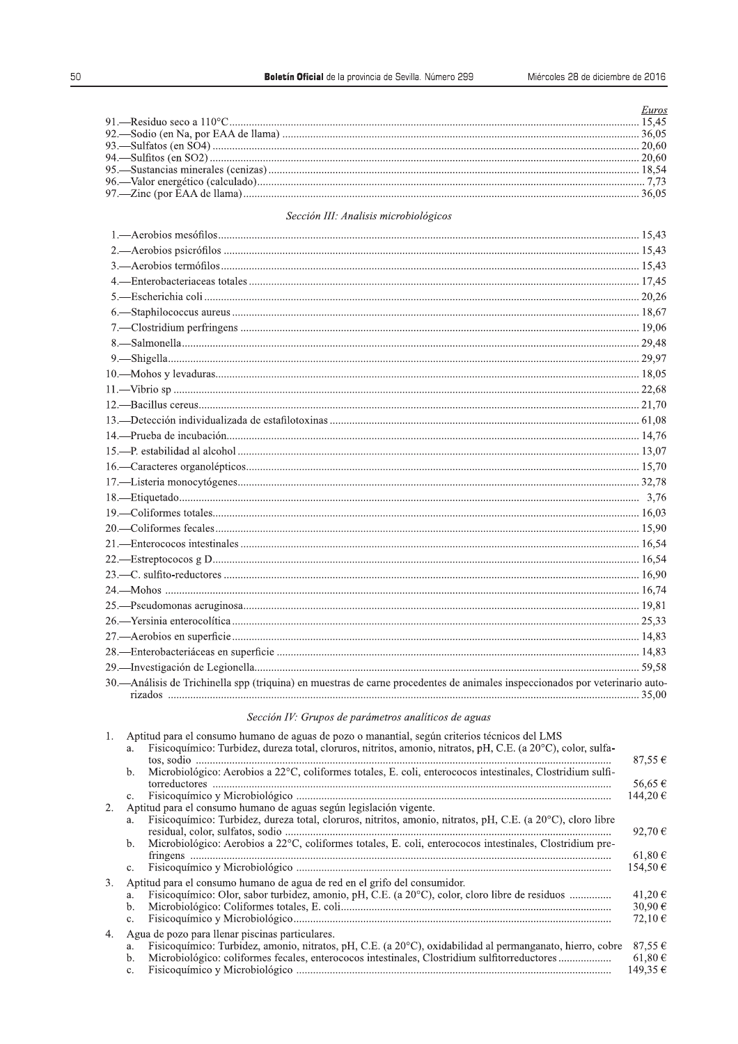| | *Euros* |
|---|---|
| 91.—Residuo seco a 110°C | 15,45 |
| 92.—Sodio (en Na, por EAA de llama) | 36,05 |
| 93.—Sulfatos (en SO4) | 20,60 |
| 94.—Sulfitos (en SO2) | 20,60 |
| 95.—Sustancias minerales (cenizas) | 18,54 |
| 96.—Valor energético (calculado) | 7,73 |
| 97.—Zinc (por EAA de llama) | 36,05 |

*Sección III: Analisis microbiológicos*

| | |
|---|---|
| 1.—Aerobios mesófilos | 15,43 |
| 2.—Aerobios psicrófilos | 15,43 |
| 3.—Aerobios termófilos | 15,43 |
| 4.—Enterobacteriaceas totales | 17,45 |
| 5.—Escherichia coli | 20,26 |
| 6.—Staphilococcus aureus | 18,67 |
| 7.—Clostridium perfringens | 19,06 |
| 8.—Salmonella | 29,48 |
| 9.—Shigella | 29,97 |
| 10.—Mohos y levaduras | 18,05 |
| 11.—Vibrio sp | 22,68 |
| 12.—Bacillus cereus | 21,70 |
| 13.—Detección individualizada de estafilotoxinas | 61,08 |
| 14.—Prueba de incubación | 14,76 |
| 15.—P. estabilidad al alcohol | 13,07 |
| 16.—Caracteres organolépticos | 15,70 |
| 17.—Listeria monocytógenes | 32,78 |
| 18.—Etiquetado | 3,76 |
| 19.—Coliformes totales | 16,03 |
| 20.—Coliformes fecales | 15,90 |
| 21.—Enterococos intestinales | 16,54 |
| 22.—Estreptococos g D | 16,54 |
| 23.—C. sulfito-reductores | 16,90 |
| 24.—Mohos | 16,74 |
| 25.—Pseudomonas aeruginosa | 19,81 |
| 26.—Yersinia enterocolítica | 25,33 |
| 27.—Aerobios en superficie | 14,83 |
| 28.—Enterobacteriáceas en superficie | 14,83 |
| 29.—Investigación de Legionella | 59,58 |
| 30.—Análisis de Trichinella spp (triquina) en muestras de carne procedentes de animales inspeccionados por veterinario autorizados | 35,00 |

*Sección IV: Grupos de parámetros analíticos de aguas*

| | |
|---|---|
| 1. Aptitud para el consumo humano de aguas de pozo o manantial, según criterios técnicos del LMS | |
| a. Fisicoquímico: Turbidez, dureza total, cloruros, nitritos, amonio, nitratos, pH, C.E. (a 20°C), color, sulfatos, sodio | 87,55 € |
| b. Microbiológico: Aerobios a 22°C, coliformes totales, E. coli, enterococos intestinales, Clostridium sulfitorreductores | 56,65 € |
| c. Fisicoquímico y Microbiológico | 144,20 € |
| 2. Aptitud para el consumo humano de aguas según legislación vigente. | |
| a. Fisicoquímico: Turbidez, dureza total, cloruros, nitritos, amonio, nitratos, pH, C.E. (a 20°C), cloro libre residual, color, sulfatos, sodio | 92,70 € |
| b. Microbiológico: Aerobios a 22°C, coliformes totales, E. coli, enterococos intestinales, Clostridium perfringens | 61,80 € |
| c. Fisicoquímico y Microbiológico | 154,50 € |
| 3. Aptitud para el consumo humano de agua de red en el grifo del consumidor. | |
| a. Fisicoquímico: Olor, sabor turbidez, amonio, pH, C.E. (a 20°C), color, cloro libre de residuos | 41,20 € |
| b. Microbiológico: Coliformes totales, E. coli | 30,90 € |
| c. Fisicoquímico y Microbiológico | 72,10 € |
| 4. Agua de pozo para llenar piscinas particulares. | |
| a. Fisicoquímico: Turbidez, amonio, nitratos, pH, C.E. (a 20°C), oxidabilidad al permanganato, hierro, cobre | 87,55 € |
| b. Microbiológico: coliformes fecales, enterococos intestinales, Clostridium sulfitorreductores | 61,80 € |
| c. Fisicoquímico y Microbiológico | 149,35 € |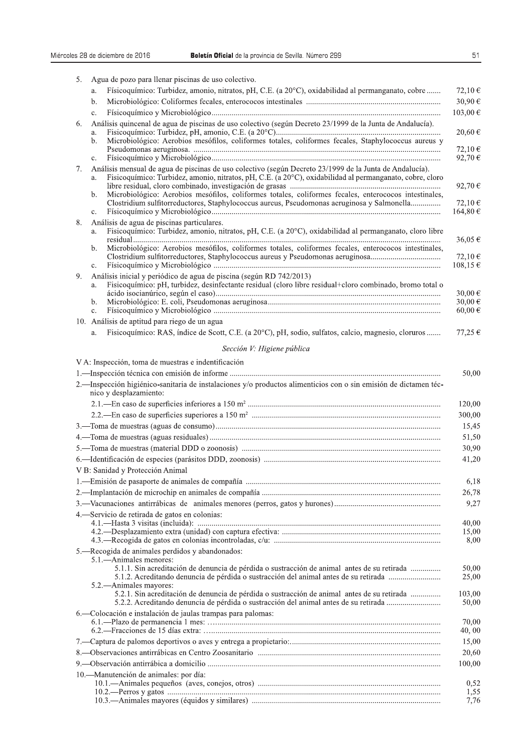5. Agua de pozo para llenar piscinas de uso colectivo.

| | |
|---|---|
| a. Físicoquímico: Turbidez, amonio, nitratos, pH, C.E. (a 20°C), oxidabilidad al permanganato, cobre | 72,10 € |
| b. Microbiológico: Coliformes fecales, enterococos intestinales | 30,90 € |
| c. Físicoquímico y Microbiológico | 103,00 € |

6. Análisis quincenal de agua de piscinas de uso colectivo (según Decreto 23/1999 de la Junta de Andalucía).

| | |
|---|---|
| a. Fisicoquímico: Turbidez, pH, amonio, C.E. (a 20°C) | 20,60 € |
| b. Microbiológico: Aerobios mesófilos, coliformes totales, coliformes fecales, Staphylococcus aureus y Pseudomonas aeruginosa. | 72,10 € |
| c. Físicoquímico y Microbiológico | 92,70 € |

7. Análisis mensual de agua de piscinas de uso colectivo (según Decreto 23/1999 de la Junta de Andalucía).

| | |
|---|---|
| a. Fisicoquímico: Turbidez, amonio, nitratos, pH, C.E. (a 20°C), oxidabilidad al permanganato, cobre, cloro libre residual, cloro combinado, investigación de grasas | 92,70 € |
| b. Microbiológico: Aerobios mesófilos, coliformes totales, coliformes fecales, enterococos intestinales, Clostridium sulfitorreductores, Staphylococcus aureus, Pseudomonas acruginosa y Salmonella | 72,10 € |
| c. Físicoquímico y Microbiológico | 164,80 € |

8. Análisis de agua de piscinas particulares.

| | |
|---|---|
| a. Fisicoquímico: Turbidez, amonio, nitratos, pH, C.E. (a 20°C), oxidabilidad al permanganato, cloro libre residual | 36,05 € |
| b. Microbiológico: Aerobios mesófilos, coliformes totales, coliformes fecales, enterococos intestinales, Clostridium sulfitorreductores, Staphylococcus aureus y Pseudomonas aeruginosa | 72,10 € |
| c. Físicoquímico y Microbiológico | 108,15 € |

9. Análisis inicial y periódico de agua de piscina (según RD 742/2013)

| | |
|---|---|
| a. Fisicoquímico: pH, turbidez, desinfectante residual (cloro libre residual+cloro combinado, bromo total o ácido isocianúrico, según el caso) | 30,00 € |
| b. Microbiológico: E. coli, Pseudomonas aeruginosa | 30,00 € |
| c. Físicoquímico y Microbiológico | 60,00 € |

10. Análisis de aptitud para riego de un agua

| | |
|---|---|
| a. Fisicoquímico: RAS, índice de Scott, C.E. (a 20°C), pH, sodio, sulfatos, calcio, magnesio, cloruros | 77,25 € |

*Sección V: Higiene pública*

V A: Inspección, toma de muestras e indentificación

| | |
|---|---|
| 1.—Inspección técnica con emisión de informe | 50,00 |
| 2.—Inspección higiénico-sanitaria de instalaciones y/o productos alimenticios con o sin emisión de dictamen técnico y desplazamiento: | |
| 2.1.—En caso de superficies inferiores a 150 m² | 120,00 |
| 2.2.—En caso de superficies superiores a 150 m² | 300,00 |
| 3.—Toma de muestras (aguas de consumo) | 15,45 |
| 4.—Toma de muestras (aguas residuales) | 51,50 |
| 5.—Toma de muestras (material DDD o zoonosis) | 30,90 |
| 6.—Identificación de especies (parásitos DDD, zoonosis) | 41,20 |

V B: Sanidad y Protección Animal

| | |
|---|---|
| 1.—Emisión de pasaporte de animales de compañía | 6,18 |
| 2.—Implantación de microchip en animales de compañía | 26,78 |
| 3.—Vacunaciones antirrábicas de animales menores (perros, gatos y hurones) | 9,27 |
| 4.—Servicio de retirada de gatos en colonias: | |
| 4.1.—Hasta 3 visitas (incluida): | 40,00 |
| 4.2.—Desplazamiento extra (unidad) con captura efectiva: | 15,00 |
| 4.3.—Recogida de gatos en colonias incontroladas, c/u: | 8,00 |
| 5.—Recogida de animales perdidos y abandonados: | |
| 5.1.—Animales menores: | |
| 5.1.1. Sin acreditación de denuncia de pérdida o sustracción de animal antes de su retirada | 50,00 |
| 5.1.2. Acreditando denuncia de pérdida o sustracción del animal antes de su retirada | 25,00 |
| 5.2.—Animales mayores: | |
| 5.2.1. Sin acreditación de denuncia de pérdida o sustracción de animal antes de su retirada | 103,00 |
| 5.2.2. Acreditando denuncia de pérdida o sustracción del animal antes de su retirada | 50,00 |
| 6.—Colocación e instalación de jaulas trampas para palomas: | |
| 6.1.—Plazo de permanencia 1 mes: | 70,00 |
| 6.2.—Fracciones de 15 días extra: | 40, 00 |
| 7.—Captura de palomos deportivos o aves y entrega a propietario: | 15,00 |
| 8.—Observaciones antirrábicas en Centro Zoosanitario | 20,60 |
| 9.—Observación antirrábica a domicilio | 100,00 |
| 10.—Manutención de animales: por día: | |
| 10.1.—Animales pequeños (aves, conejos, otros) | 0,52 |
| 10.2.—Perros y gatos | 1,55 |
| 10.3.—Animales mayores (équidos y similares) | 7,76 |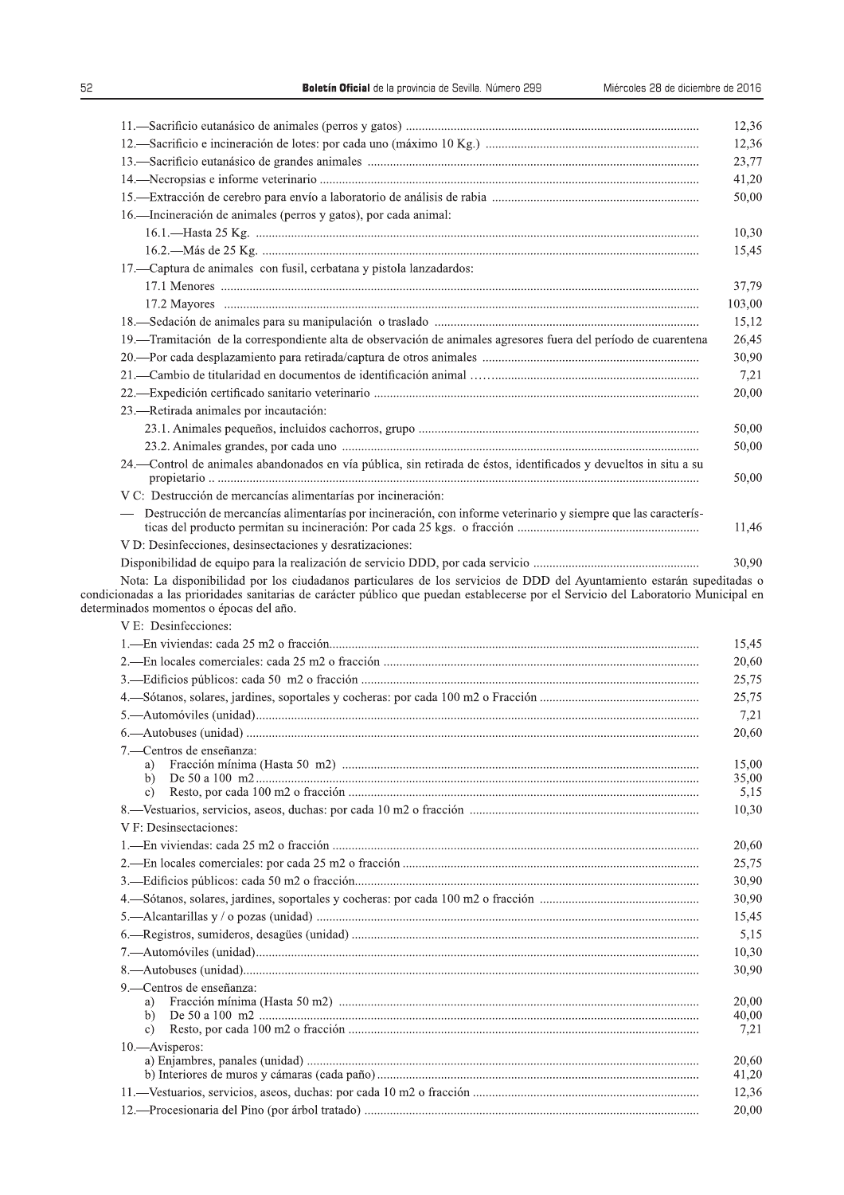| | |
|---|---|
| 11.—Sacrificio eutanásico de animales (perros y gatos) | 12,36 |
| 12.—Sacrificio e incineración de lotes: por cada uno (máximo 10 Kg.) | 12,36 |
| 13.—Sacrificio eutanásico de grandes animales | 23,77 |
| 14.—Necropsias e informe veterinario | 41,20 |
| 15.—Extracción de cerebro para envío a laboratorio de análisis de rabia | 50,00 |
| 16.—Incineración de animales (perros y gatos), por cada animal: | |
| 16.1.—Hasta 25 Kg. | 10,30 |
| 16.2.—Más de 25 Kg. | 15,45 |
| 17.—Captura de animales con fusil, cerbatana y pistola lanzadardos: | |
| 17.1 Menores | 37,79 |
| 17.2 Mayores | 103,00 |
| 18.—Sedación de animales para su manipulación o traslado | 15,12 |
| 19.—Tramitación de la correspondiente alta de observación de animales agresores fuera del período de cuarentena | 26,45 |
| 20.—Por cada desplazamiento para retirada/captura de otros animales | 30,90 |
| 21.—Cambio de titularidad en documentos de identificación animal …… | 7,21 |
| 22.—Expedición certificado sanitario veterinario | 20,00 |
| 23.—Retirada animales por incautación: | |
| 23.1. Animales pequeños, incluidos cachorros, grupo | 50,00 |
| 23.2. Animales grandes, por cada uno | 50,00 |
| 24.—Control de animales abandonados en vía pública, sin retirada de éstos, identificados y devueltos in situ a su propietario .. | 50,00 |

V C: Destrucción de mercancías alimentarías por incineración:

| | |
|---|---|
| — Destrucción de mercancías alimentarías por incineración, con informe veterinario y siempre que las características del producto permitan su incineración: Por cada 25 kgs. o fracción | 11,46 |

V D: Desinfecciones, desinsectaciones y desratizaciones:

| | |
|---|---|
| Disponibilidad de equipo para la realización de servicio DDD, por cada servicio | 30,90 |

Nota: La disponibilidad por los ciudadanos particulares de los servicios de DDD del Ayuntamiento estarán supeditadas o condicionadas a las prioridades sanitarias de carácter público que puedan establecerse por el Servicio del Laboratorio Municipal en determinados momentos o épocas del año.

V E: Desinfecciones:

| | |
|---|---|
| 1.—En viviendas: cada 25 m2 o fracción | 15,45 |
| 2.—En locales comerciales: cada 25 m2 o fracción | 20,60 |
| 3.—Edificios públicos: cada 50 m2 o fracción | 25,75 |
| 4.—Sótanos, solares, jardines, soportales y cocheras: por cada 100 m2 o Fracción | 25,75 |
| 5.—Automóviles (unidad) | 7,21 |
| 6.—Autobuses (unidad) | 20,60 |
| 7.—Centros de enseñanza: | |
| a) Fracción mínima (Hasta 50 m2) | 15,00 |
| b) De 50 a 100 m2 | 35,00 |
| c) Resto, por cada 100 m2 o fracción | 5,15 |
| 8.—Vestuarios, servicios, aseos, duchas: por cada 10 m2 o fracción | 10,30 |

V F: Desinsectaciones:

| | |
|---|---|
| 1.—En viviendas: cada 25 m2 o fracción | 20,60 |
| 2.—En locales comerciales: por cada 25 m2 o fracción | 25,75 |
| 3.—Edificios públicos: cada 50 m2 o fracción | 30,90 |
| 4.—Sótanos, solares, jardines, soportales y cocheras: por cada 100 m2 o fracción | 30,90 |
| 5.—Alcantarillas y / o pozas (unidad) | 15,45 |
| 6.—Registros, sumideros, desagües (unidad) | 5,15 |
| 7.—Automóviles (unidad) | 10,30 |
| 8.—Autobuses (unidad) | 30,90 |
| 9.—Centros de enseñanza: | |
| a) Fracción mínima (Hasta 50 m2) | 20,00 |
| b) De 50 a 100 m2 | 40,00 |
| c) Resto, por cada 100 m2 o fracción | 7,21 |
| 10.—Avisperos: | |
| a) Enjambres, panales (unidad) | 20,60 |
| b) Interiores de muros y cámaras (cada paño) | 41,20 |
| 11.—Vestuarios, servicios, aseos, duchas: por cada 10 m2 o fracción | 12,36 |
| 12.—Procesionaria del Pino (por árbol tratado) | 20,00 |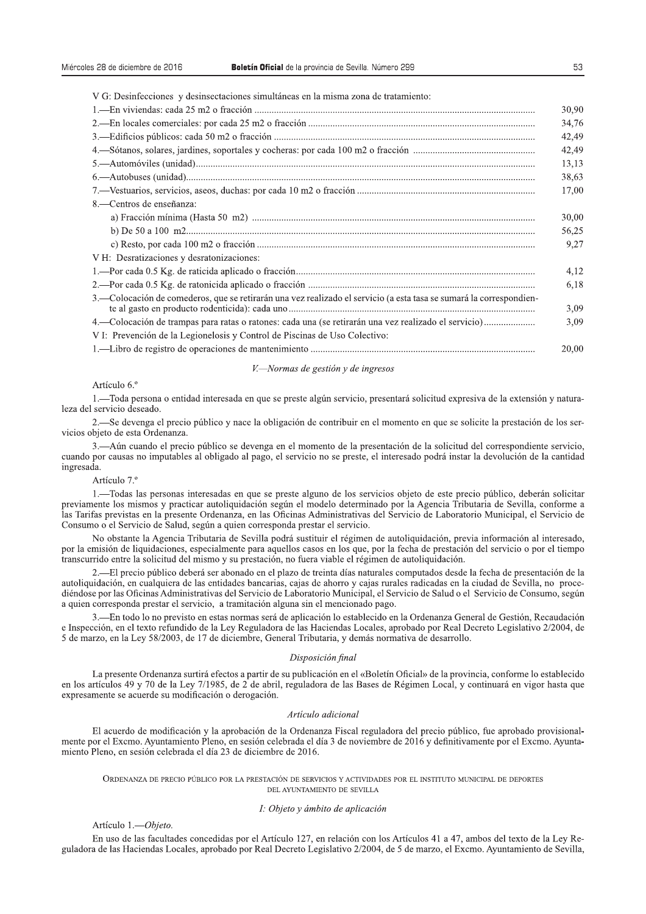V G: Desinfecciones y desinsectaciones simultáneas en la misma zona de tratamiento:

| | |
|---|---|
| 1.—En viviendas: cada 25 m2 o fracción | 30,90 |
| 2.—En locales comerciales: por cada 25 m2 o fracción | 34,76 |
| 3.—Edificios públicos: cada 50 m2 o fracción | 42,49 |
| 4.—Sótanos, solares, jardines, soportales y cocheras: por cada 100 m2 o fracción | 42,49 |
| 5.—Automóviles (unidad) | 13,13 |
| 6.—Autobuses (unidad) | 38,63 |
| 7.—Vestuarios, servicios, aseos, duchas: por cada 10 m2 o fracción | 17,00 |
| 8.—Centros de enseñanza: | |
| a) Fracción mínima (Hasta 50 m2) | 30,00 |
| b) De 50 a 100 m2 | 56,25 |
| c) Resto, por cada 100 m2 o fracción | 9,27 |
| V H: Desratizaciones y desratonizaciones: | |
| 1.—Por cada 0.5 Kg. de raticida aplicado o fracción | 4,12 |
| 2.—Por cada 0.5 Kg. de ratonicida aplicado o fracción | 6,18 |
| 3.—Colocación de comederos, que se retirarán una vez realizado el servicio (a esta tasa se sumará la correspondiente al gasto en producto rodenticida): cada uno | 3,09 |
| 4.—Colocación de trampas para ratas o ratones: cada una (se retirarán una vez realizado el servicio) | 3,09 |
| V I: Prevención de la Legionelosis y Control de Piscinas de Uso Colectivo: | |
| 1.—Libro de registro de operaciones de mantenimiento | 20,00 |

*V.—Normas de gestión y de ingresos*

Artículo 6.º

1.—Toda persona o entidad interesada en que se preste algún servicio, presentará solicitud expresiva de la extensión y naturaleza del servicio deseado.

2.—Se devenga el precio público y nace la obligación de contribuir en el momento en que se solicite la prestación de los servicios objeto de esta Ordenanza.

3.—Aún cuando el precio público se devenga en el momento de la presentación de la solicitud del correspondiente servicio, cuando por causas no imputables al obligado al pago, el servicio no se preste, el interesado podrá instar la devolución de la cantidad ingresada.

Artículo 7.º

1.—Todas las personas interesadas en que se preste alguno de los servicios objeto de este precio público, deberán solicitar previamente los mismos y practicar autoliquidación según el modelo determinado por la Agencia Tributaria de Sevilla, conforme a las Tarifas previstas en la presente Ordenanza, en las Oficinas Administrativas del Servicio de Laboratorio Municipal, el Servicio de Consumo o el Servicio de Salud, según a quien corresponda prestar el servicio.

No obstante la Agencia Tributaria de Sevilla podrá sustituir el régimen de autoliquidación, previa información al interesado, por la emisión de liquidaciones, especialmente para aquellos casos en los que, por la fecha de prestación del servicio o por el tiempo transcurrido entre la solicitud del mismo y su prestación, no fuera viable el régimen de autoliquidación.

2.—El precio público deberá ser abonado en el plazo de treinta días naturales computados desde la fecha de presentación de la autoliquidación, en cualquiera de las entidades bancarias, cajas de ahorro y cajas rurales radicadas en la ciudad de Sevilla, no procediéndose por las Oficinas Administrativas del Servicio de Laboratorio Municipal, el Servicio de Salud o el Servicio de Consumo, según a quien corresponda prestar el servicio, a tramitación alguna sin el mencionado pago.

3.—En todo lo no previsto en estas normas será de aplicación lo establecido en la Ordenanza General de Gestión, Recaudación e Inspección, en el texto refundido de la Ley Reguladora de las Haciendas Locales, aprobado por Real Decreto Legislativo 2/2004, de 5 de marzo, en la Ley 58/2003, de 17 de diciembre, General Tributaria, y demás normativa de desarrollo.

*Disposición final*

La presente Ordenanza surtirá efectos a partir de su publicación en el «Boletín Oficial» de la provincia, conforme lo establecido en los artículos 49 y 70 de la Ley 7/1985, de 2 de abril, reguladora de las Bases de Régimen Local, y continuará en vigor hasta que expresamente se acuerde su modificación o derogación.

*Artículo adicional*

El acuerdo de modificación y la aprobación de la Ordenanza Fiscal reguladora del precio público, fue aprobado provisionalmente por el Excmo. Ayuntamiento Pleno, en sesión celebrada el día 3 de noviembre de 2016 y definitivamente por el Excmo. Ayuntamiento Pleno, en sesión celebrada el día 23 de diciembre de 2016.

## Ordenanza de precio público por la prestación de servicios y actividades por el Instituto Municipal de Deportes del Ayuntamiento de Sevilla

*I: Objeto y ámbito de aplicación*

Artículo 1.—*Objeto.*

En uso de las facultades concedidas por el Artículo 127, en relación con los Artículos 41 a 47, ambos del texto de la Ley Reguladora de las Haciendas Locales, aprobado por Real Decreto Legislativo 2/2004, de 5 de marzo, el Excmo. Ayuntamiento de Sevilla,